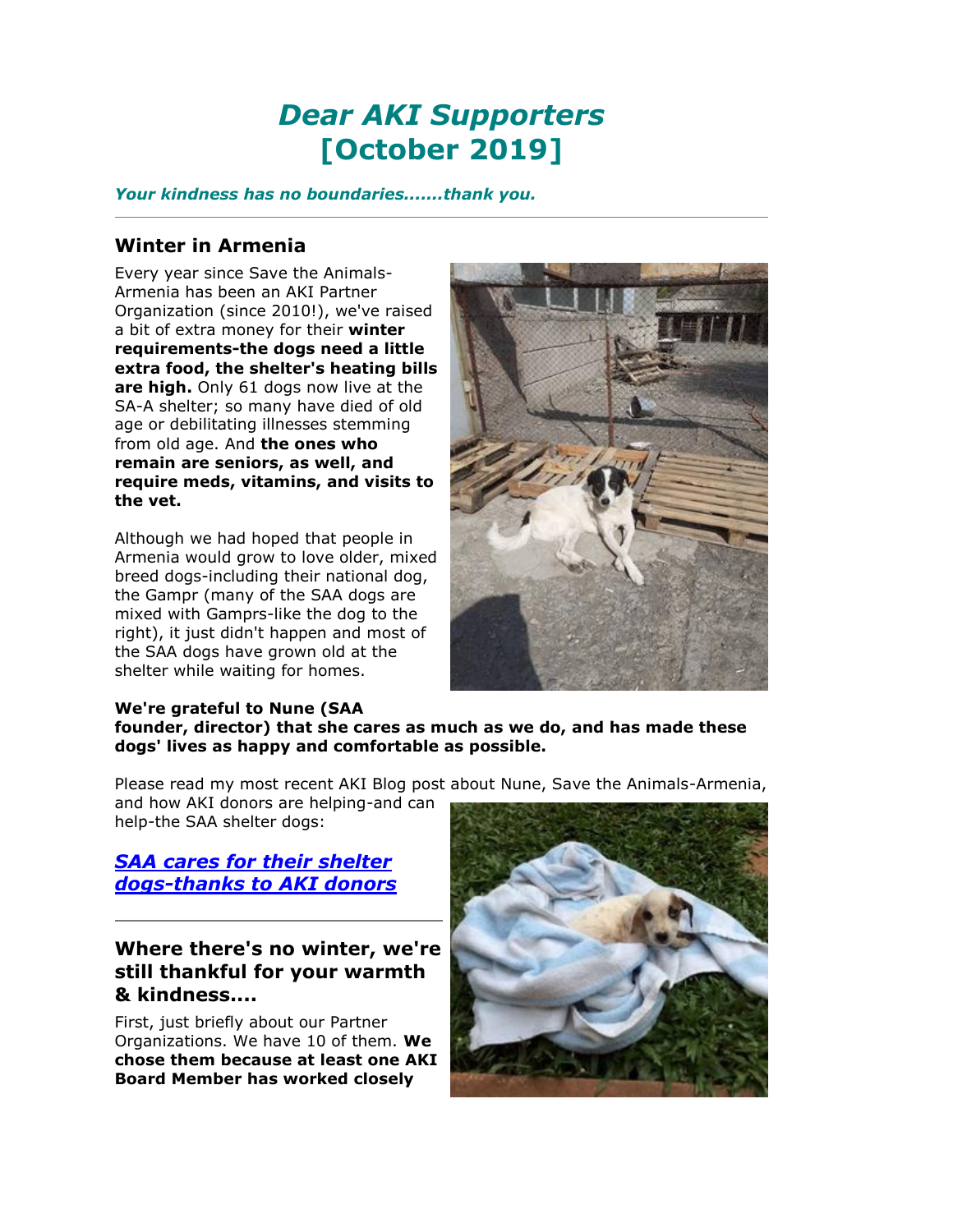# *Dear AKI Supporters* [October 2019]

***Your kindness has no boundaries.......thank you.***

---

## Winter in Armenia

Every year since Save the Animals-Armenia has been an AKI Partner Organization (since 2010!), we've raised a bit of extra money for their **winter requirements-the dogs need a little extra food, the shelter's heating bills are high.** Only 61 dogs now live at the SA-A shelter; so many have died of old age or debilitating illnesses stemming from old age. And **the ones who remain are seniors, as well, and require meds, vitamins, and visits to the vet.**

Although we had hoped that people in Armenia would grow to love older, mixed breed dogs-including their national dog, the Gampr (many of the SAA dogs are mixed with Gamprs-like the dog to the right), it just didn't happen and most of the SAA dogs have grown old at the shelter while waiting for homes.

**We're grateful to Nune (SAA founder, director) that she cares as much as we do, and has made these dogs' lives as happy and comfortable as possible.**

Please read my most recent AKI Blog post about Nune, Save the Animals-Armenia, and how AKI donors are helping-and can help-the SAA shelter dogs:

***SAA cares for their shelter dogs-thanks to AKI donors***

---

## Where there's no winter, we're still thankful for your warmth & kindness....

First, just briefly about our Partner Organizations. We have 10 of them. **We chose them because at least one AKI Board Member has worked closely**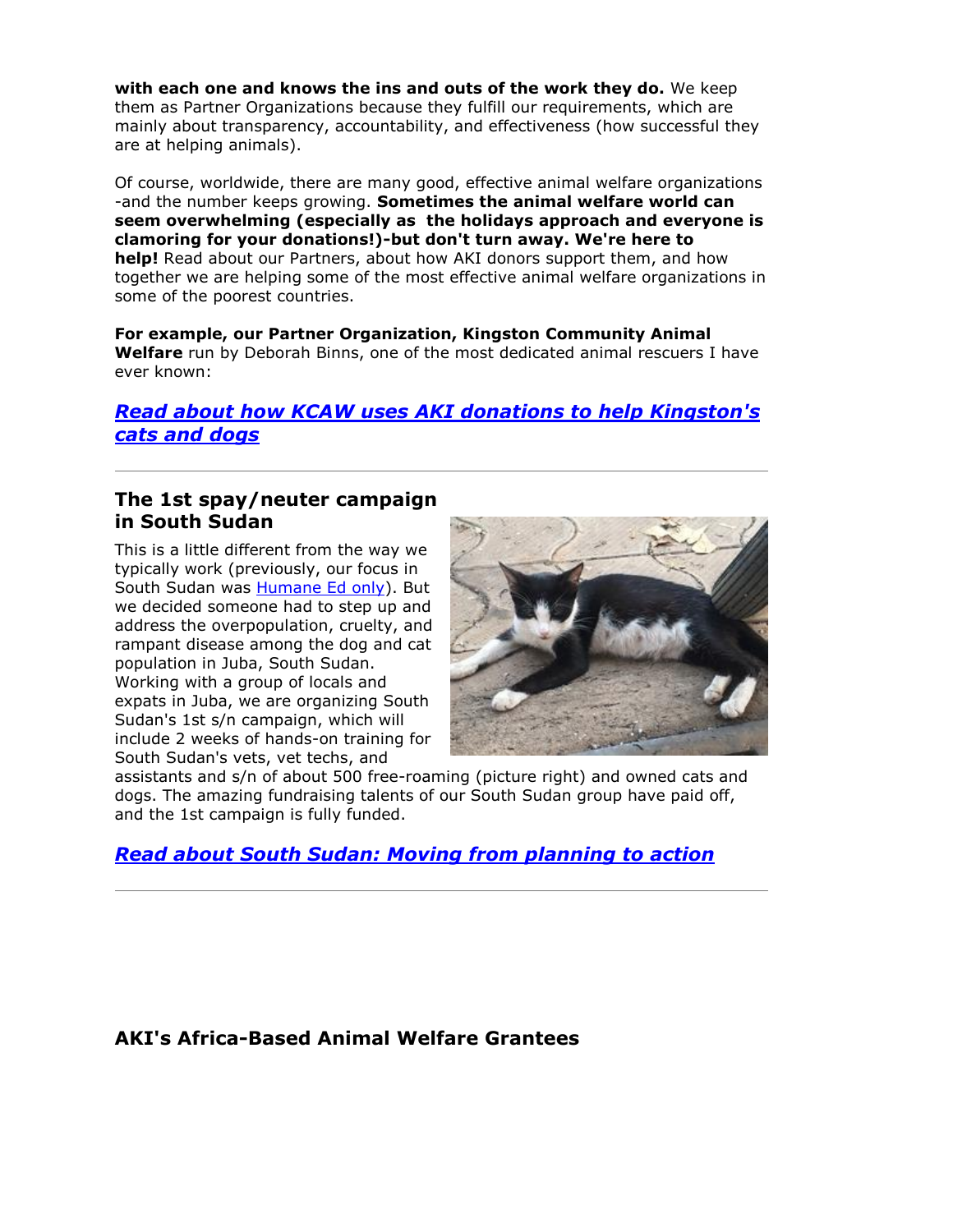**with each one and knows the ins and outs of the work they do.** We keep them as Partner Organizations because they fulfill our requirements, which are mainly about transparency, accountability, and effectiveness (how successful they are at helping animals).

Of course, worldwide, there are many good, effective animal welfare organizations -and the number keeps growing. **Sometimes the animal welfare world can seem overwhelming (especially as the holidays approach and everyone is clamoring for your donations!)-but don't turn away. We're here to help!** Read about our Partners, about how AKI donors support them, and how together we are helping some of the most effective animal welfare organizations in some of the poorest countries.

**For example, our Partner Organization, Kingston Community Animal Welfare** run by Deborah Binns, one of the most dedicated animal rescuers I have ever known:

### ***Read about how KCAW uses AKI donations to help Kingston's cats and dogs***

---

## The 1st spay/neuter campaign in South Sudan

This is a little different from the way we typically work (previously, our focus in South Sudan was Humane Ed only). But we decided someone had to step up and address the overpopulation, cruelty, and rampant disease among the dog and cat population in Juba, South Sudan. Working with a group of locals and expats in Juba, we are organizing South Sudan's 1st s/n campaign, which will include 2 weeks of hands-on training for South Sudan's vets, vet techs, and assistants and s/n of about 500 free-roaming (picture right) and owned cats and dogs. The amazing fundraising talents of our South Sudan group have paid off, and the 1st campaign is fully funded.

### ***Read about South Sudan: Moving from planning to action***

---

## AKI's Africa-Based Animal Welfare Grantees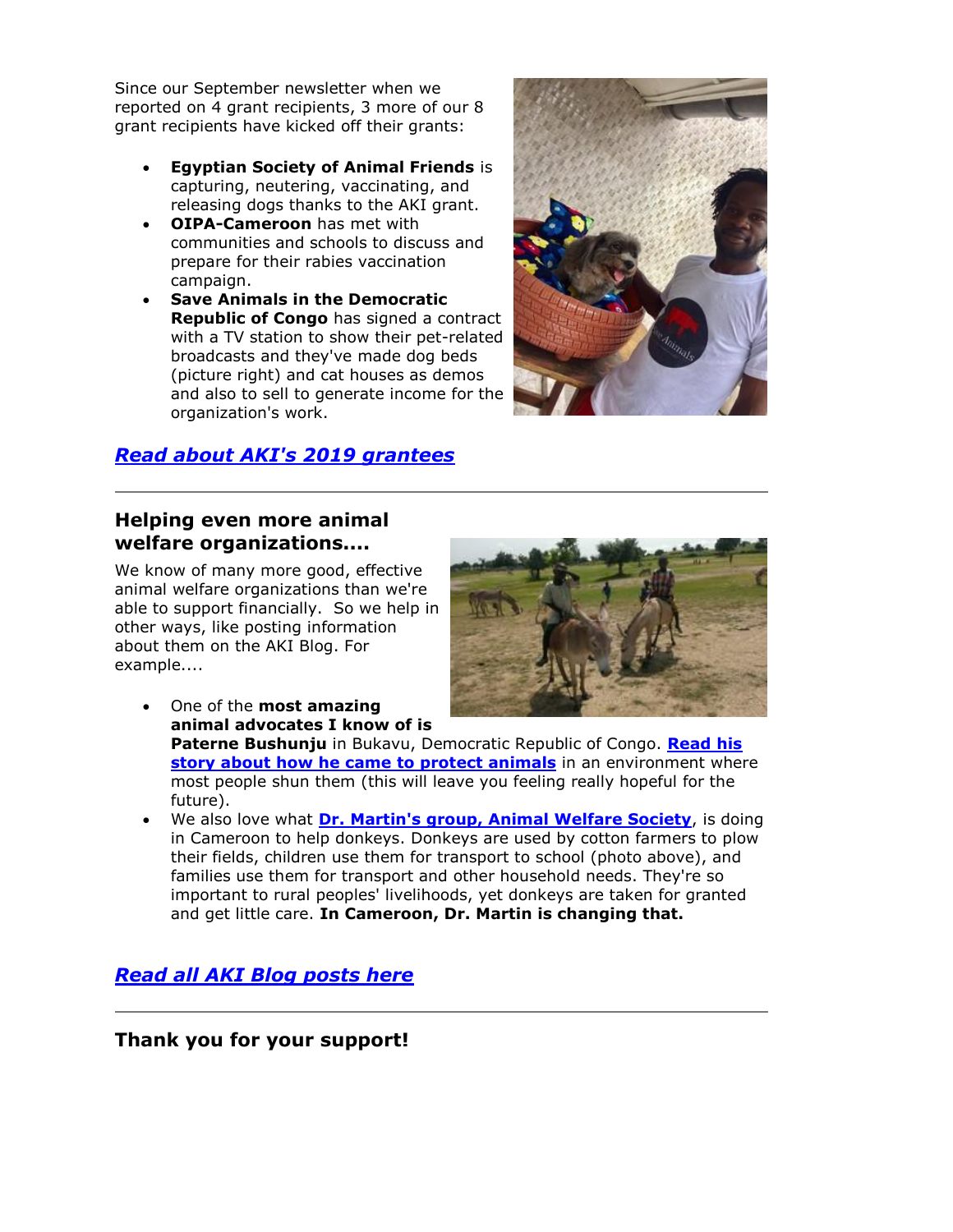Since our September newsletter when we reported on 4 grant recipients, 3 more of our 8 grant recipients have kicked off their grants:

- **Egyptian Society of Animal Friends** is capturing, neutering, vaccinating, and releasing dogs thanks to the AKI grant.
- **OIPA-Cameroon** has met with communities and schools to discuss and prepare for their rabies vaccination campaign.
- **Save Animals in the Democratic Republic of Congo** has signed a contract with a TV station to show their pet-related broadcasts and they've made dog beds (picture right) and cat houses as demos and also to sell to generate income for the organization's work.

***Read about AKI's 2019 grantees***

---

## Helping even more animal welfare organizations....

We know of many more good, effective animal welfare organizations than we're able to support financially. So we help in other ways, like posting information about them on the AKI Blog. For example....

- One of the **most amazing animal advocates I know of is Paterne Bushunju** in Bukavu, Democratic Republic of Congo. **Read his story about how he came to protect animals** in an environment where most people shun them (this will leave you feeling really hopeful for the future).
- We also love what **Dr. Martin's group, Animal Welfare Society**, is doing in Cameroon to help donkeys. Donkeys are used by cotton farmers to plow their fields, children use them for transport to school (photo above), and families use them for transport and other household needs. They're so important to rural peoples' livelihoods, yet donkeys are taken for granted and get little care. **In Cameroon, Dr. Martin is changing that.**

***Read all AKI Blog posts here***

---

## Thank you for your support!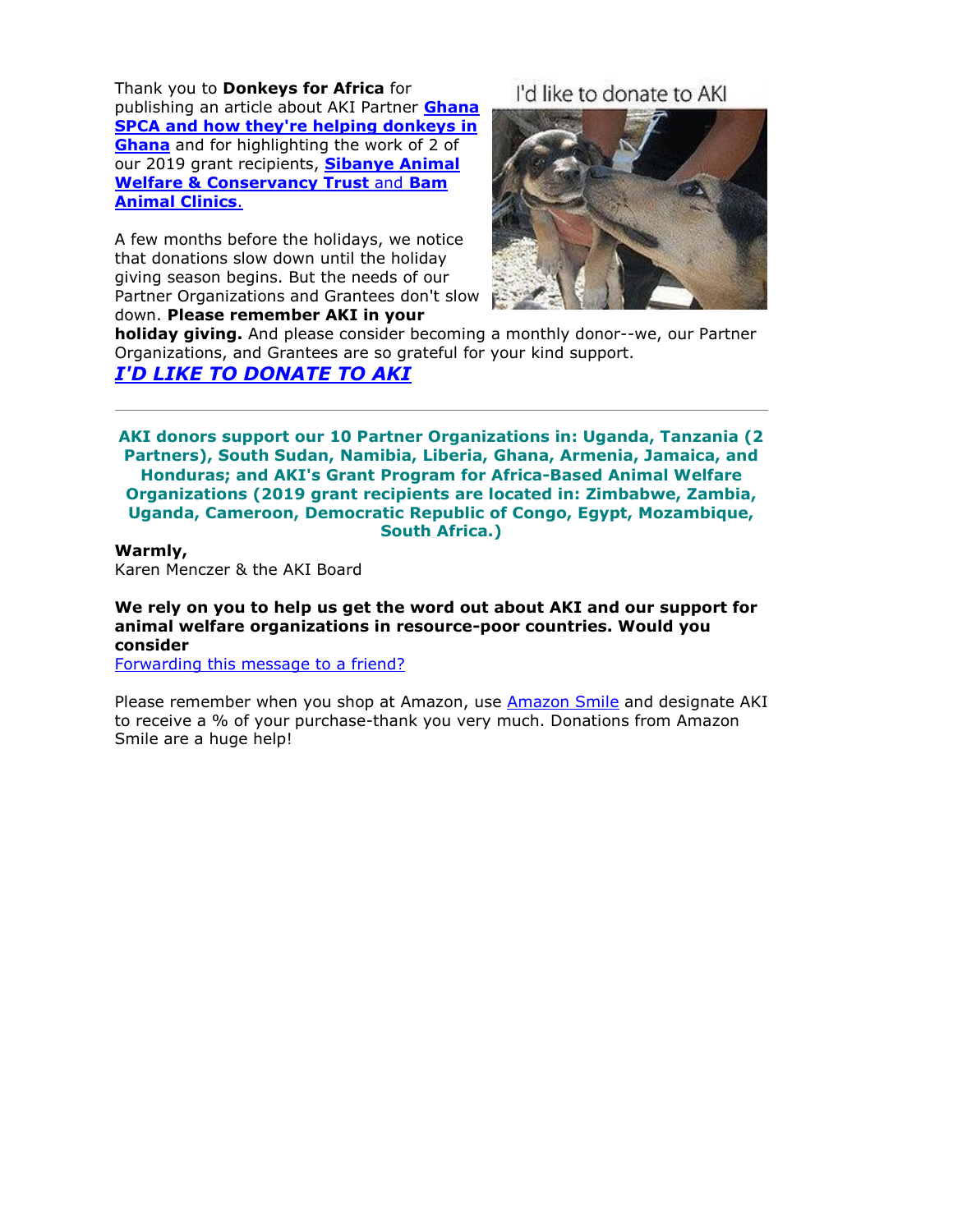Thank you to **Donkeys for Africa** for publishing an article about AKI Partner **Ghana SPCA and how they're helping donkeys in Ghana** and for highlighting the work of 2 of our 2019 grant recipients, **Sibanye Animal Welfare & Conservancy Trust** and **Bam Animal Clinics**.

I'd like to donate to AKI

A few months before the holidays, we notice that donations slow down until the holiday giving season begins. But the needs of our Partner Organizations and Grantees don't slow down. **Please remember AKI in your holiday giving.** And please consider becoming a monthly donor--we, our Partner Organizations, and Grantees are so grateful for your kind support.

***I'D LIKE TO DONATE TO AKI***

---

**AKI donors support our 10 Partner Organizations in: Uganda, Tanzania (2 Partners), South Sudan, Namibia, Liberia, Ghana, Armenia, Jamaica, and Honduras; and AKI's Grant Program for Africa-Based Animal Welfare Organizations (2019 grant recipients are located in: Zimbabwe, Zambia, Uganda, Cameroon, Democratic Republic of Congo, Egypt, Mozambique, South Africa.)**

**Warmly,**
Karen Menczer & the AKI Board

**We rely on you to help us get the word out about AKI and our support for animal welfare organizations in resource-poor countries. Would you consider**
Forwarding this message to a friend?

Please remember when you shop at Amazon, use Amazon Smile and designate AKI to receive a % of your purchase-thank you very much. Donations from Amazon Smile are a huge help!